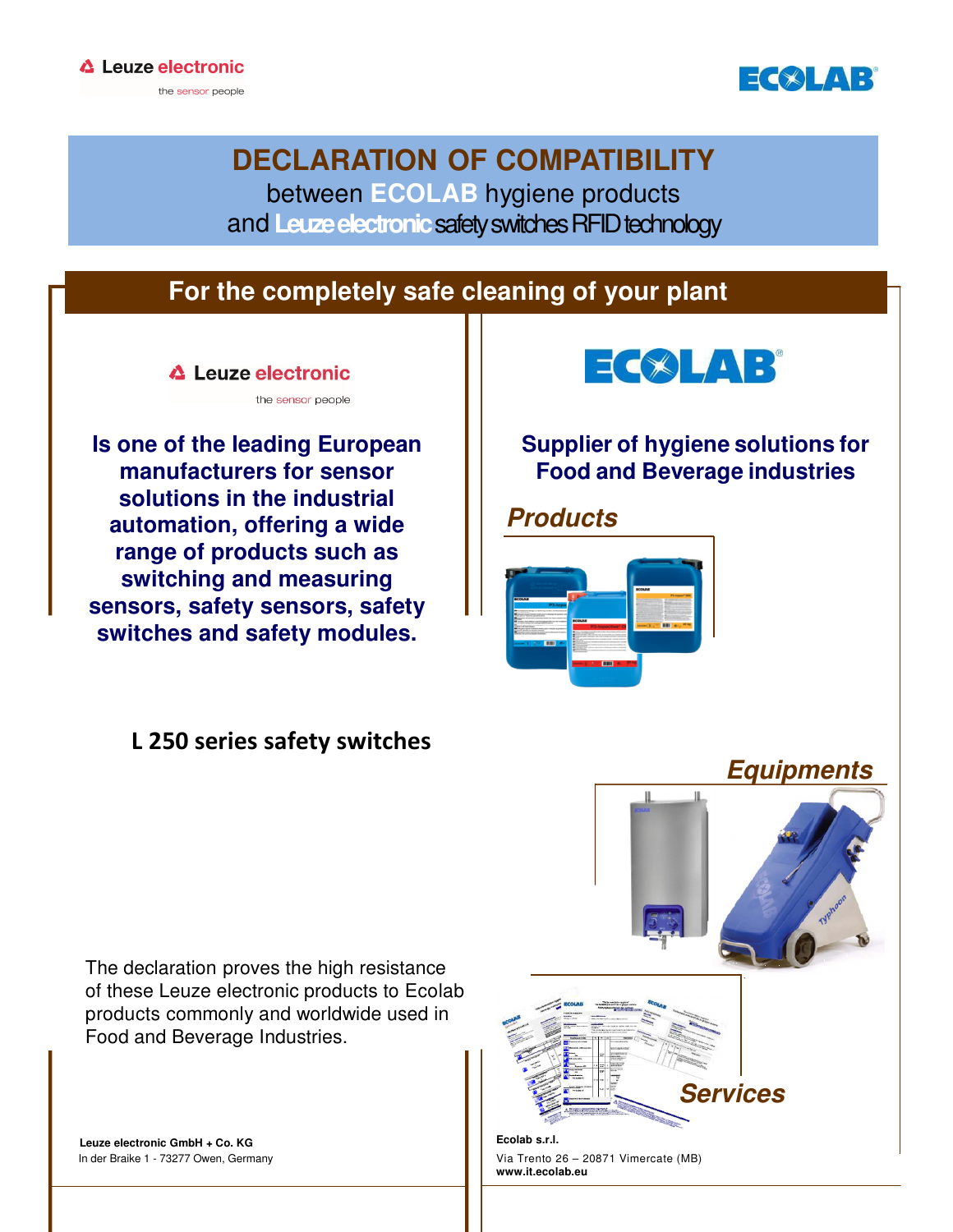Leuze electronic
the sensor people

ECOLAB

# DECLARATION OF COMPATIBILITY

between ECOLAB hygiene products
and Leuze electronic safety switches RFID technology

## For the completely safe cleaning of your plant

Leuze electronic
the sensor people

**Is one of the leading European manufacturers for sensor solutions in the industrial automation, offering a wide range of products such as switching and measuring sensors, safety sensors, safety switches and safety modules.**

**L 250 series safety switches**

The declaration proves the high resistance of these Leuze electronic products to Ecolab products commonly and worldwide used in Food and Beverage Industries.

**Leuze electronic GmbH + Co. KG**
In der Braike 1 - 73277 Owen, Germany

ECOLAB

**Supplier of hygiene solutions for Food and Beverage industries**

***Products***

***Equipments***

***Services***

**Ecolab s.r.l.**
Via Trento 26 – 20871 Vimercate (MB)
**www.it.ecolab.eu**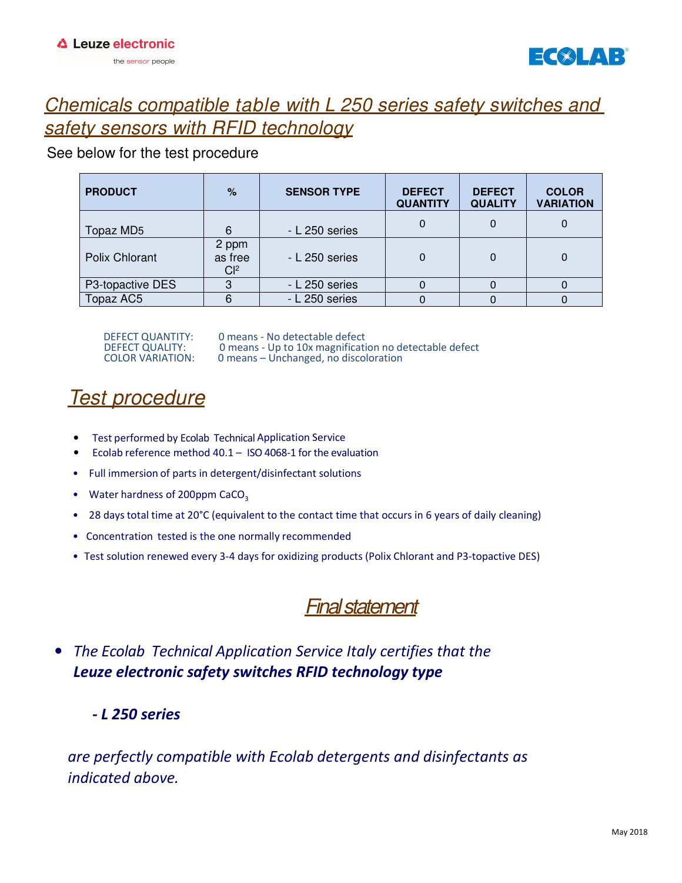Leuze electronic
the sensor people

ECOLAB

# *Chemicals compatible table with L 250 series safety switches and safety sensors with RFID technology*

See below for the test procedure

| PRODUCT | % | SENSOR TYPE | DEFECT QUANTITY | DEFECT QUALITY | COLOR VARIATION |
|---|---|---|---|---|---|
| Topaz MD5 | 6 | - L 250 series | 0 | 0 | 0 |
| Polix Chlorant | 2 ppm as free $Cl^2$ | - L 250 series | 0 | 0 | 0 |
| P3-topactive DES | 3 | - L 250 series | 0 | 0 | 0 |
| Topaz AC5 | 6 | - L 250 series | 0 | 0 | 0 |

DEFECT QUANTITY: 0 means - No detectable defect
DEFECT QUALITY: 0 means - Up to 10x magnification no detectable defect
COLOR VARIATION: 0 means – Unchanged, no discoloration

## *Test procedure*

- Test performed by Ecolab Technical Application Service
- Ecolab reference method 40.1 – ISO 4068-1 for the evaluation
- Full immersion of parts in detergent/disinfectant solutions
- Water hardness of 200ppm $CaCO_3$
- 28 days total time at 20°C (equivalent to the contact time that occurs in 6 years of daily cleaning)
- Concentration tested is the one normally recommended
- Test solution renewed every 3-4 days for oxidizing products (Polix Chlorant and P3-topactive DES)

## *Final statement*

- *The Ecolab Technical Application Service Italy certifies that the* ***Leuze electronic safety switches RFID technology type***

  ***- L 250 series***

  *are perfectly compatible with Ecolab detergents and disinfectants as indicated above.*

May 2018